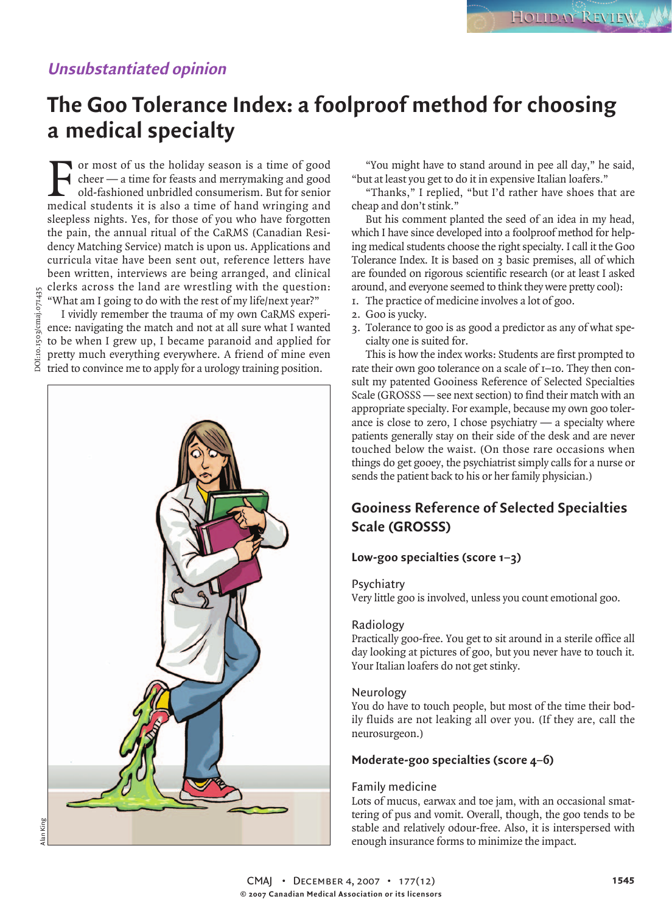*Unsubstantiated opinion*

# The Goo Tolerance Index: a foolproof method for choosing a medical specialty

For most of us the holiday season is a time of good cheer — a time for feasts and merrymaking and good old-fashioned unbridled consumerism. But for senior medical students it is also a time of hand wringing and sleepless nights. Yes, for those of you who have forgotten the pain, the annual ritual of the CaRMS (Canadian Residency Matching Service) match is upon us. Applications and curricula vitae have been sent out, reference letters have been written, interviews are being arranged, and clinical clerks across the land are wrestling with the question: "What am I going to do with the rest of my life/next year?"

I vividly remember the trauma of my own CaRMS experience: navigating the match and not at all sure what I wanted to be when I grew up, I became paranoid and applied for pretty much everything everywhere. A friend of mine even tried to convince me to apply for a urology training position.

"You might have to stand around in pee all day," he said, "but at least you get to do it in expensive Italian loafers."

"Thanks," I replied, "but I'd rather have shoes that are cheap and don't stink."

But his comment planted the seed of an idea in my head, which I have since developed into a foolproof method for helping medical students choose the right specialty. I call it the Goo Tolerance Index. It is based on 3 basic premises, all of which are founded on rigorous scientific research (or at least I asked around, and everyone seemed to think they were pretty cool):

1. The practice of medicine involves a lot of goo.
2. Goo is yucky.
3. Tolerance to goo is as good a predictor as any of what specialty one is suited for.

This is how the index works: Students are first prompted to rate their own goo tolerance on a scale of 1–10. They then consult my patented Gooiness Reference of Selected Specialties Scale (GROSSS — see next section) to find their match with an appropriate specialty. For example, because my own goo tolerance is close to zero, I chose psychiatry — a specialty where patients generally stay on their side of the desk and are never touched below the waist. (On those rare occasions when things do get gooey, the psychiatrist simply calls for a nurse or sends the patient back to his or her family physician.)

## Gooiness Reference of Selected Specialties Scale (GROSSS)

### Low-goo specialties (score 1–3)

Psychiatry
Very little goo is involved, unless you count emotional goo.

Radiology
Practically goo-free. You get to sit around in a sterile office all day looking at pictures of goo, but you never have to touch it. Your Italian loafers do not get stinky.

Neurology
You do have to touch people, but most of the time their bodily fluids are not leaking all over you. (If they are, call the neurosurgeon.)

### Moderate-goo specialties (score 4–6)

Family medicine
Lots of mucus, earwax and toe jam, with an occasional smattering of pus and vomit. Overall, though, the goo tends to be stable and relatively odour-free. Also, it is interspersed with enough insurance forms to minimize the impact.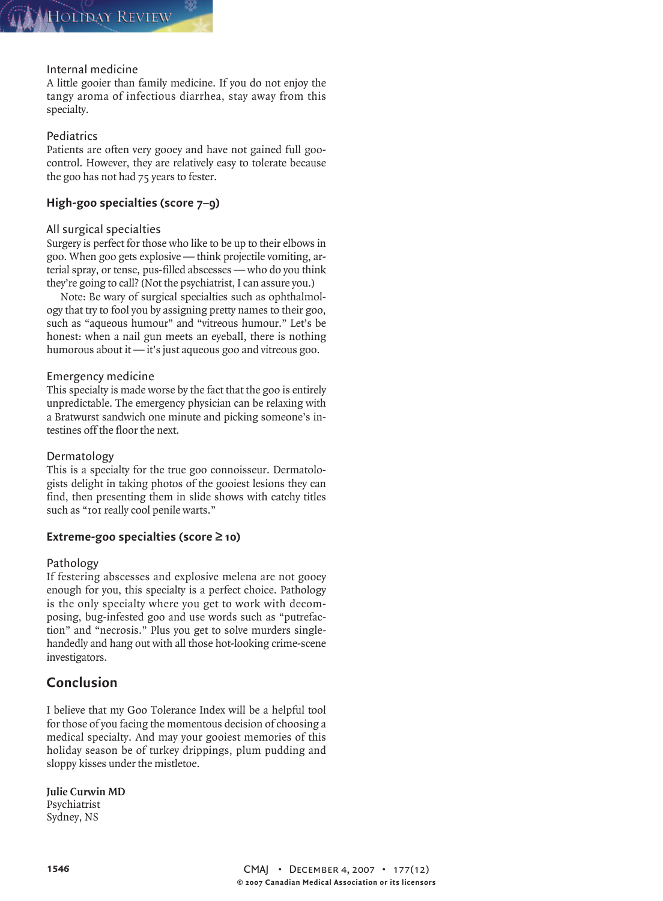### Internal medicine

A little gooier than family medicine. If you do not enjoy the tangy aroma of infectious diarrhea, stay away from this specialty.

### Pediatrics

Patients are often very gooey and have not gained full goo-control. However, they are relatively easy to tolerate because the goo has not had 75 years to fester.

## High-goo specialties (score 7–9)

### All surgical specialties

Surgery is perfect for those who like to be up to their elbows in goo. When goo gets explosive — think projectile vomiting, arterial spray, or tense, pus-filled abscesses — who do you think they're going to call? (Not the psychiatrist, I can assure you.)

Note: Be wary of surgical specialties such as ophthalmology that try to fool you by assigning pretty names to their goo, such as "aqueous humour" and "vitreous humour." Let's be honest: when a nail gun meets an eyeball, there is nothing humorous about it — it's just aqueous goo and vitreous goo.

### Emergency medicine

This specialty is made worse by the fact that the goo is entirely unpredictable. The emergency physician can be relaxing with a Bratwurst sandwich one minute and picking someone's intestines off the floor the next.

### Dermatology

This is a specialty for the true goo connoisseur. Dermatologists delight in taking photos of the gooiest lesions they can find, then presenting them in slide shows with catchy titles such as "101 really cool penile warts."

## Extreme-goo specialties (score ≥ 10)

### Pathology

If festering abscesses and explosive melena are not gooey enough for you, this specialty is a perfect choice. Pathology is the only specialty where you get to work with decomposing, bug-infested goo and use words such as "putrefaction" and "necrosis." Plus you get to solve murders single-handedly and hang out with all those hot-looking crime-scene investigators.

## Conclusion

I believe that my Goo Tolerance Index will be a helpful tool for those of you facing the momentous decision of choosing a medical specialty. And may your gooiest memories of this holiday season be of turkey drippings, plum pudding and sloppy kisses under the mistletoe.

**Julie Curwin MD**
Psychiatrist
Sydney, NS